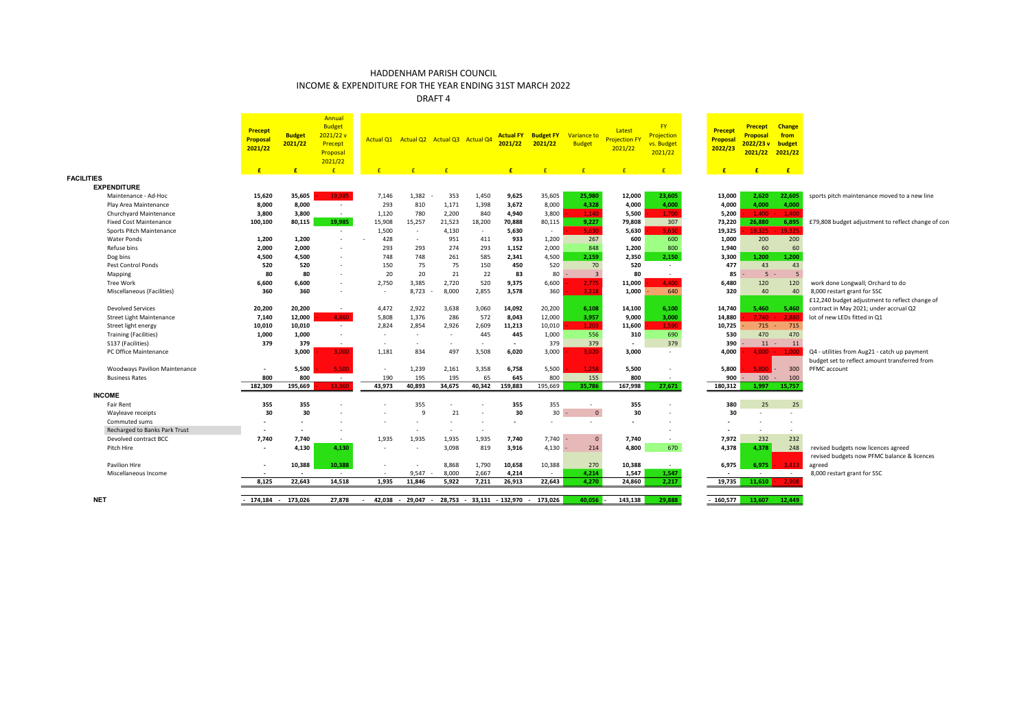# HADDENHAM PARISH COUNCIL

## INCOME & EXPENDITURE FOR THE YEAR ENDING 31ST MARCH 2022

DRAFT 4

| | Precept Proposal 2021/22 | Budget 2021/22 | Annual Budget 2021/22 v Precept Proposal 2021/22 | Actual Q1 | Actual Q2 | Actual Q3 | Actual Q4 | Actual FY 2021/22 | Budget FY 2021/22 | Variance to Budget | Latest Projection FY 2021/22 | FY Projection vs. Budget 2021/22 | Precept Proposal 2022/23 | Precept Proposal 2022/23 v 2021/22 | Change from budget 2021/22 | |
|---|---|---|---|---|---|---|---|---|---|---|---|---|---|---|---|---|
| | £ | £ | £ | £ | £ | £ | | £ | £ | £ | £ | £ | £ | £ | £ | |
| **FACILITIES** | | | | | | | | | | | | | | | | |
| **EXPENDITURE** | | | | | | | | | | | | | | | | |
| Maintenance - Ad-Hoc | 15,620 | 35,605 | 19,985 | 7,146 | 1,382 | -353 | 1,450 | 9,625 | 35,605 | 25,980 | 12,000 | 23,605 | 13,000 | 2,620 | 22,605 | sports pitch maintenance moved to a new line |
| Play Area Maintenance | 8,000 | 8,000 | - | 293 | 810 | 1,171 | 1,398 | 3,672 | 8,000 | 4,328 | 4,000 | 4,000 | 4,000 | 4,000 | 4,000 | |
| Churchyard Maintenance | 3,800 | 3,800 | - | 1,120 | 780 | 2,200 | 840 | 4,940 | 3,800 | -1,140 | 5,500 | -1,700 | 5,200 | -1,400 | -1,400 | |
| Fixed Cost Maintenance | 100,100 | 80,115 | 19,985 | 15,908 | 15,257 | 21,523 | 18,200 | 70,888 | 80,115 | 9,227 | 79,808 | 307 | 73,220 | 26,880 | 6,895 | £79,808 budget adjustment to reflect change of con |
| Sports Pitch Maintenance | | | - | 1,500 | - | 4,130 | - | 5,630 | - | -5,630 | 5,630 | -5,630 | 19,325 | -19,325 | -19,325 | |
| Water Ponds | 1,200 | 1,200 | - | -428 | - | 951 | 411 | 933 | 1,200 | 267 | 600 | 600 | 1,000 | 200 | 200 | |
| Refuse bins | 2,000 | 2,000 | - | 293 | 293 | 274 | 293 | 1,152 | 2,000 | 848 | 1,200 | 800 | 1,940 | 60 | 60 | |
| Dog bins | 4,500 | 4,500 | - | 748 | 748 | 261 | 585 | 2,341 | 4,500 | 2,159 | 2,350 | 2,150 | 3,300 | 1,200 | 1,200 | |
| Pest Control Ponds | 520 | 520 | - | 150 | 75 | 75 | 150 | 450 | 520 | 70 | 520 | - | 477 | 43 | 43 | |
| Mapping | 80 | 80 | - | 20 | 20 | 21 | 22 | 83 | 80 | -3 | 80 | - | 85 | -5 | -5 | |
| Tree Work | 6,600 | 6,600 | - | 2,750 | 3,385 | 2,720 | 520 | 9,375 | 6,600 | -2,775 | 11,000 | -4,400 | 6,480 | 120 | 120 | work done Longwall; Orchard to do |
| Miscellaneous (Facilities) | 360 | 360 | - | - | 8,723 | -8,000 | 2,855 | 3,578 | 360 | -3,218 | 1,000 | -640 | 320 | 40 | 40 | 8,000 restart grant for SSC |
| Devolved Services | 20,200 | 20,200 | - | 4,472 | 2,922 | 3,638 | 3,060 | 14,092 | 20,200 | 6,108 | 14,100 | 6,100 | 14,740 | 5,460 | 5,460 | £12,240 budget adjustment to reflect change of contract in May 2021; under accrual Q2 |
| Street Light Maintenance | 7,140 | 12,000 | -4,860 | 5,808 | 1,376 | 286 | 572 | 8,043 | 12,000 | 3,957 | 9,000 | 3,000 | 14,880 | -7,740 | -2,880 | lot of new LEDs fitted in Q1 |
| Street light energy | 10,010 | 10,010 | - | 2,824 | 2,854 | 2,926 | 2,609 | 11,213 | 10,010 | -1,203 | 11,600 | -1,590 | 10,725 | -715 | -715 | |
| Training (Facilities) | 1,000 | 1,000 | - | - | - | - | 445 | 445 | 1,000 | 556 | 310 | 690 | 530 | 470 | 470 | |
| S137 (Facilities) | 379 | 379 | - | - | - | - | - | - | 379 | 379 | - | 379 | 390 | -11 | -11 | |
| PC Office Maintenance | | 3,000 | -3,000 | 1,181 | 834 | 497 | 3,508 | 6,020 | 3,000 | -3,020 | 3,000 | - | 4,000 | -4,000 | -1,000 | Q4 - utilities from Aug21 - catch up payment |
| Woodways Pavilion Maintenance | - | 5,500 | -5,500 | - | 1,239 | 2,161 | 3,358 | 6,758 | 5,500 | -1,258 | 5,500 | - | 5,800 | -5,800 | -300 | budget set to reflect amount transferred from PFMC account |
| Business Rates | 800 | 800 | - | 190 | 195 | 195 | 65 | 645 | 800 | 155 | 800 | - | 900 | -100 | -100 | |
| | 182,309 | 195,669 | -13,360 | 43,973 | 40,893 | 34,675 | 40,342 | 159,883 | 195,669 | 35,786 | 167,998 | 27,671 | 180,312 | 1,997 | 15,757 | |
| **INCOME** | | | | | | | | | | | | | | | | |
| Fair Rent | 355 | 355 | - | - | 355 | - | - | 355 | 355 | - | 355 | - | 380 | 25 | 25 | |
| Wayleave receipts | 30 | 30 | - | - | 9 | 21 | - | 30 | 30 | -0 | 30 | - | 30 | - | - | |
| Commuted sums | - | - | - | - | - | - | - | - | - | - | - | - | - | - | - | |
| Recharged to Banks Park Trust | - | - | - | - | - | - | - | - | - | - | - | - | - | - | - | |
| Devolved contract BCC | 7,740 | 7,740 | - | 1,935 | 1,935 | 1,935 | 1,935 | 7,740 | 7,740 | -0 | 7,740 | - | 7,972 | 232 | 232 | |
| Pitch Hire | - | 4,130 | 4,130 | - | - | 3,098 | 819 | 3,916 | 4,130 | -214 | 4,800 | 670 | 4,378 | 4,378 | 248 | revised budgets now licences agreed |
| Pavilion Hire | - | 10,388 | 10,388 | - | - | 8,868 | 1,790 | 10,658 | 10,388 | 270 | 10,388 | - | 6,975 | 6,975 | -3,413 | revised budgets now PFMC balance & licences agreed |
| Miscellaneous Income | - | - | - | - | 9,547 | -8,000 | 2,667 | 4,214 | - | 4,214 | 1,547 | 1,547 | - | - | - | 8,000 restart grant for SSC |
| | 8,125 | 22,643 | 14,518 | 1,935 | 11,846 | 5,922 | 7,211 | 26,913 | 22,643 | 4,270 | 24,860 | 2,217 | 19,735 | 11,610 | -2,908 | |
| **NET** | -174,184 | -173,026 | 27,878 | -42,038 | -29,047 | -28,753 | -33,131 | -132,970 | -173,026 | 40,056 | -143,138 | 29,888 | -160,577 | 13,607 | 12,449 | |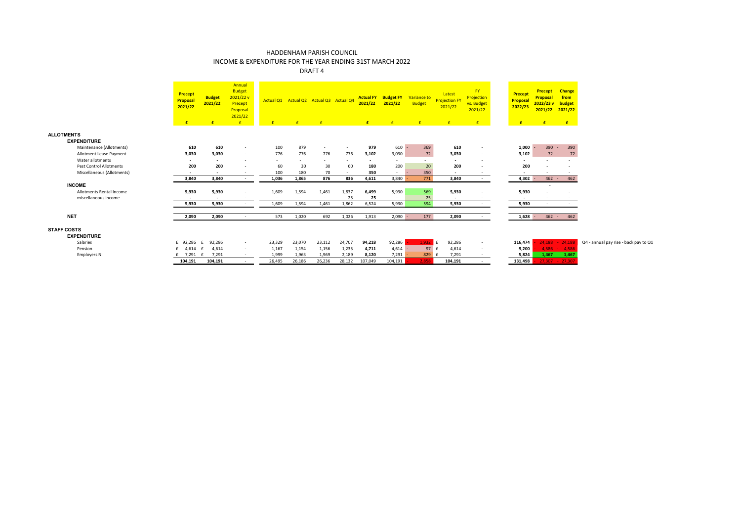# HADDENHAM PARISH COUNCIL

## INCOME & EXPENDITURE FOR THE YEAR ENDING 31ST MARCH 2022

### DRAFT 4

| | Precept Proposal 2021/22 | Budget 2021/22 | Annual Budget 2021/22 v Precept Proposal 2021/22 | Actual Q1 | Actual Q2 | Actual Q3 | Actual Q4 | Actual FY 2021/22 | Budget FY 2021/22 | Variance to Budget | Latest Projection FY 2021/22 | FY Projection vs. Budget 2021/22 | Precept Proposal 2022/23 | Precept Proposal 2022/23 v 2021/22 | Change from budget 2021/22 | |
|---|---|---|---|---|---|---|---|---|---|---|---|---|---|---|---|---|
| | £ | £ | £ | £ | £ | £ | | £ | £ | £ | £ | £ | £ | £ | £ | |
| **ALLOTMENTS** | | | | | | | | | | | | | | | | |
| **EXPENDITURE** | | | | | | | | | | | | | | | | |
| Maintenance (Allotments) | 610 | 610 | - | 100 | 879 | - | - | 979 | 610 | - 369 | 610 | - | 1,000 | - 390 | - 390 | |
| Allotment Lease Payment | 3,030 | 3,030 | - | 776 | 776 | 776 | 776 | 3,102 | 3,030 | - 72 | 3,030 | - | 3,102 | - 72 | - 72 | |
| Water allotments | - | - | - | - | - | - | - | - | - | - | - | - | - | - | - | |
| Pest Control Allotments | 200 | 200 | - | 60 | 30 | 30 | 60 | 180 | 200 | 20 | 200 | - | 200 | - | - | |
| Miscellaneous (Allotments) | - | - | - | 100 | 180 | 70 | - | 350 | - | - 350 | - | - | - | - | - | |
| | 3,840 | 3,840 | - | 1,036 | 1,865 | 876 | 836 | 4,611 | 3,840 | - 771 | 3,840 | - | 4,302 | - 462 | - 462 | |
| **INCOME** | | | | | | | | | | | | | | - | | |
| Allotments Rental Income | 5,930 | 5,930 | - | 1,609 | 1,594 | 1,461 | 1,837 | 6,499 | 5,930 | 569 | 5,930 | - | 5,930 | - | - | |
| miscellaneous income | - | - | - | - | - | - | 25 | 25 | - | 25 | - | - | - | - | - | |
| | 5,930 | 5,930 | - | 1,609 | 1,594 | 1,461 | 1,862 | 6,524 | 5,930 | 594 | 5,930 | - | 5,930 | - | - | |
| **NET** | 2,090 | 2,090 | - | 573 | 1,020 | 692 | 1,026 | 1,913 | 2,090 | - 177 | 2,090 | - | 1,628 | - 462 | - 462 | |
| **STAFF COSTS** | | | | | | | | | | | | | | | | |
| **EXPENDITURE** | | | | | | | | | | | | | | | | |
| Salaries | £ 92,286 | £ 92,286 | - | 23,329 | 23,070 | 23,112 | 24,707 | 94,218 | 92,286 | - 1,932 | £ 92,286 | - | 116,474 | - 24,188 | - 24,188 | Q4 - annual pay rise - back pay to Q1 |
| Pension | £ 4,614 | £ 4,614 | - | 1,167 | 1,154 | 1,156 | 1,235 | 4,711 | 4,614 | - 97 | £ 4,614 | - | 9,200 | - 4,586 | - 4,586 | |
| Employers NI | £ 7,291 | £ 7,291 | - | 1,999 | 1,963 | 1,969 | 2,189 | 8,120 | 7,291 | - 829 | £ 7,291 | - | 5,824 | 1,467 | 1,467 | |
| | 104,191 | 104,191 | - | 26,495 | 26,186 | 26,236 | 28,132 | 107,049 | 104,191 | - 2,858 | 104,191 | - | 131,498 | - 27,307 | - 27,307 | |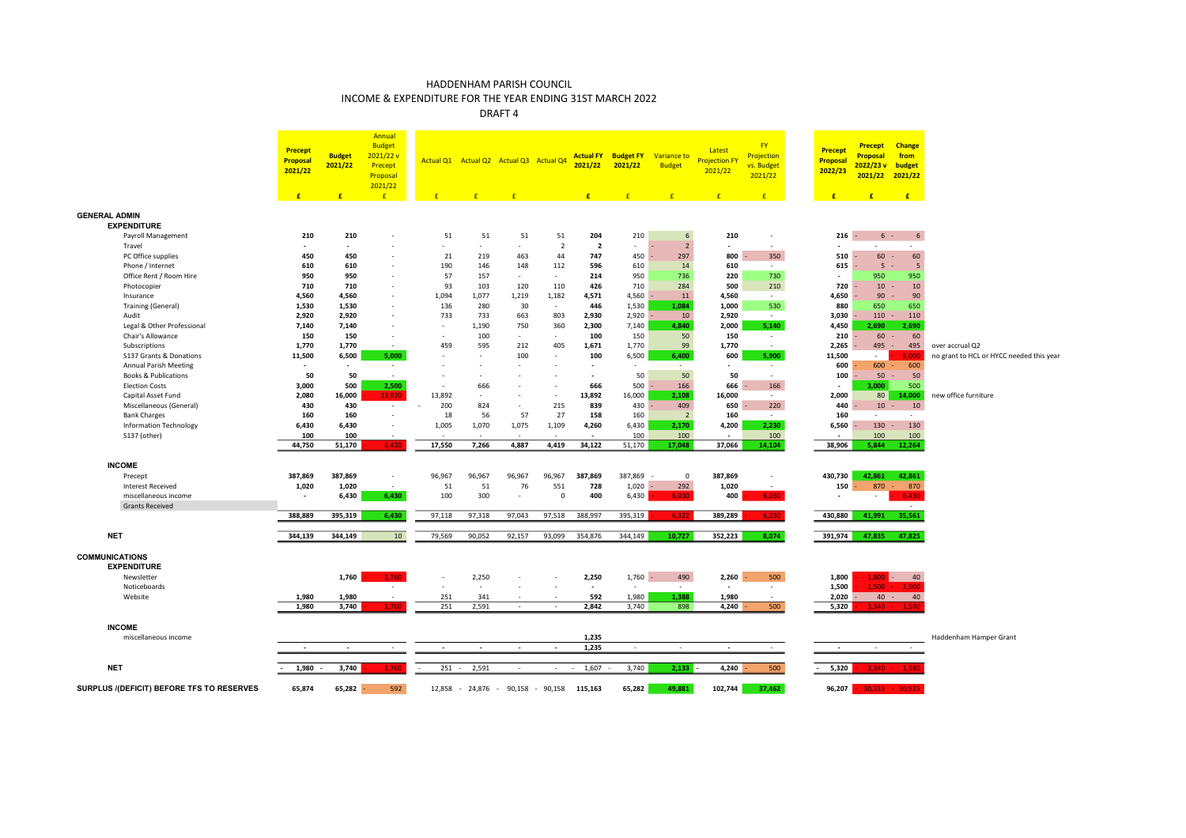# HADDENHAM PARISH COUNCIL

## INCOME & EXPENDITURE FOR THE YEAR ENDING 31ST MARCH 2022

DRAFT 4

| | Precept Proposal 2021/22 | Budget 2021/22 | Annual Budget 2021/22 v Precept Proposal 2021/22 | Actual Q1 | Actual Q2 | Actual Q3 | Actual Q4 | Actual FY 2021/22 | Budget FY 2021/22 | Variance to Budget | Latest Projection FY 2021/22 | FY Projection vs. Budget 2021/22 | Precept Proposal 2022/23 | Precept Proposal 2022/23 v 2021/22 | Change from budget 2021/22 | |
|---|---|---|---|---|---|---|---|---|---|---|---|---|---|---|---|---|
| | £ | £ | £ | £ | £ | £ | | £ | £ | £ | £ | £ | £ | £ | £ | |
| **GENERAL ADMIN** | | | | | | | | | | | | | | | | |
| **EXPENDITURE** | | | | | | | | | | | | | | | | |
| Payroll Management | 210 | 210 | - | 51 | 51 | 51 | 51 | 204 | 210 | 6 | 210 | - | 216 | - 6 | - 6 | |
| Travel | - | - | | - | - | - | 2 | 2 | - | - 2 | - | - | - | - | - | |
| PC Office supplies | 450 | 450 | - | 21 | 219 | 463 | 44 | 747 | 450 | - 297 | 800 | - 350 | 510 | - 60 | - 60 | |
| Phone / Internet | 610 | 610 | - | 190 | 146 | 148 | 112 | 596 | 610 | 14 | 610 | - | 615 | - 5 | - 5 | |
| Office Rent / Room Hire | 950 | 950 | - | 57 | 157 | - | - | 214 | 950 | 736 | 220 | 730 | - | 950 | 950 | |
| Photocopier | 710 | 710 | - | 93 | 103 | 120 | 110 | 426 | 710 | 284 | 500 | 210 | 720 | - 10 | - 10 | |
| Insurance | 4,560 | 4,560 | - | 1,094 | 1,077 | 1,219 | 1,182 | 4,571 | 4,560 | - 11 | 4,560 | - | 4,650 | - 90 | - 90 | |
| Training (General) | 1,530 | 1,530 | - | 136 | 280 | 30 | - | 446 | 1,530 | 1,084 | 1,000 | 530 | 880 | 650 | 650 | |
| Audit | 2,920 | 2,920 | - | 733 | 733 | 663 | 803 | 2,930 | 2,920 | - 10 | 2,920 | - | 3,030 | - 110 | - 110 | |
| Legal & Other Professional | 7,140 | 7,140 | - | - | 1,190 | 750 | 360 | 2,300 | 7,140 | 4,840 | 2,000 | 5,140 | 4,450 | 2,690 | 2,690 | |
| Chair's Allowance | 150 | 150 | - | - | 100 | - | - | 100 | 150 | 50 | 150 | - | 210 | - 60 | - 60 | |
| Subscriptions | 1,770 | 1,770 | - | 459 | 595 | 212 | 405 | 1,671 | 1,770 | 99 | 1,770 | - | 2,265 | - 495 | - 495 | over accrual Q2 |
| S137 Grants & Donations | 11,500 | 6,500 | 5,000 | - | - | 100 | - | 100 | 6,500 | 6,400 | 600 | 5,900 | 11,500 | - | - 5,000 | no grant to HCL or HYCC needed this year |
| Annual Parish Meeting | - | - | - | - | - | - | - | - | - | - | - | - | 600 | - 600 | - 600 | |
| Books & Publications | 50 | 50 | - | - | - | - | - | - | 50 | 50 | 50 | - | 100 | - 50 | - 50 | |
| Election Costs | 3,000 | 500 | 2,500 | - | 666 | - | - | 666 | 500 | - 166 | 666 | - 166 | - | 3,000 | 500 | |
| Capital Asset Fund | 2,080 | 16,000 | - 13,920 | 13,892 | - | - | - | 13,892 | 16,000 | 2,108 | 16,000 | - | 2,000 | 80 | 14,000 | new office furniture |
| Miscellaneous (General) | 430 | 430 | - | - 200 | 824 | - | 215 | 839 | 430 | - 409 | 650 | - 220 | 440 | - 10 | - 10 | |
| Bank Charges | 160 | 160 | - | 18 | 56 | 57 | 27 | 158 | 160 | 2 | 160 | - | 160 | - | - | |
| Information Technology | 6,430 | 6,430 | - | 1,005 | 1,070 | 1,075 | 1,109 | 4,260 | 6,430 | 2,170 | 4,200 | 2,230 | 6,560 | - 130 | - 130 | |
| S137 (other) | 100 | 100 | - | - | - | - | - | - | 100 | 100 | - | 100 | - | 100 | 100 | |
| | 44,750 | 51,170 | - 6,420 | 17,550 | 7,266 | 4,887 | 4,419 | 34,122 | 51,170 | 17,048 | 37,066 | 14,104 | 38,906 | 5,844 | 12,264 | |
| **INCOME** | | | | | | | | | | | | | | | | |
| Precept | 387,869 | 387,869 | - | 96,967 | 96,967 | 96,967 | 96,967 | 387,869 | 387,869 | - 0 | 387,869 | - | 430,730 | 42,861 | 42,861 | |
| Interest Received | 1,020 | 1,020 | - | 51 | 51 | 76 | 551 | 728 | 1,020 | - 292 | 1,020 | - | 150 | - 870 | - 870 | |
| miscellaneous income | - | 6,430 | 6,430 | 100 | 300 | - | 0 | 400 | 6,430 | - 6,030 | 400 | - 6,030 | - | - | - 6,430 | |
| Grants Received | | | | | | | | | | | | | | | - | |
| | 388,889 | 395,319 | 6,430 | 97,118 | 97,318 | 97,043 | 97,518 | 388,997 | 395,319 | - 6,322 | 389,289 | - 6,030 | 430,880 | 41,991 | 35,561 | |
| **NET** | 344,139 | 344,149 | 10 | 79,569 | 90,052 | 92,157 | 93,099 | 354,876 | 344,149 | 10,727 | 352,223 | 8,074 | 391,974 | 47,835 | 47,825 | |
| **COMMUNICATIONS** | | | | | | | | | | | | | | | | |
| **EXPENDITURE** | | | | | | | | | | | | | | | | |
| Newsletter | | 1,760 | - 1,760 | - | 2,250 | - | - | 2,250 | 1,760 | - 490 | 2,260 | - 500 | 1,800 | - 1,800 | - 40 | |
| Noticeboards | | | - | - | - | - | - | - | - | - | - | - | 1,500 | - 1,500 | - 1,500 | |
| Website | 1,980 | 1,980 | - | 251 | 341 | - | - | 592 | 1,980 | 1,388 | 1,980 | - | 2,020 | - 40 | - 40 | |
| | 1,980 | 3,740 | - 1,760 | 251 | 2,591 | - | - | 2,842 | 3,740 | 898 | 4,240 | - 500 | 5,320 | - 3,340 | - 1,580 | |
| **INCOME** | | | | | | | | | | | | | | | | |
| miscellaneous income | | | | | | | | 1,235 | | | | | | | | Haddenham Hamper Grant |
| | - | - | - | - | - | - | - | 1,235 | - | - | - | - | - | - | - | |
| **NET** | - 1,980 | - 3,740 | 1,760 | - 251 | - 2,591 | - | - | - 1,607 | - 3,740 | 2,133 | - 4,240 | - 500 | - 5,320 | - 3,340 | - 1,580 | |
| **SURPLUS /(DEFICIT) BEFORE TFS TO RESERVES** | 65,874 | 65,282 | - 592 | 12,858 | - 24,876 | - 90,158 | - 90,158 | 115,163 | 65,282 | 49,881 | 102,744 | 37,462 | 96,207 | - 30,333 | - 30,925 | |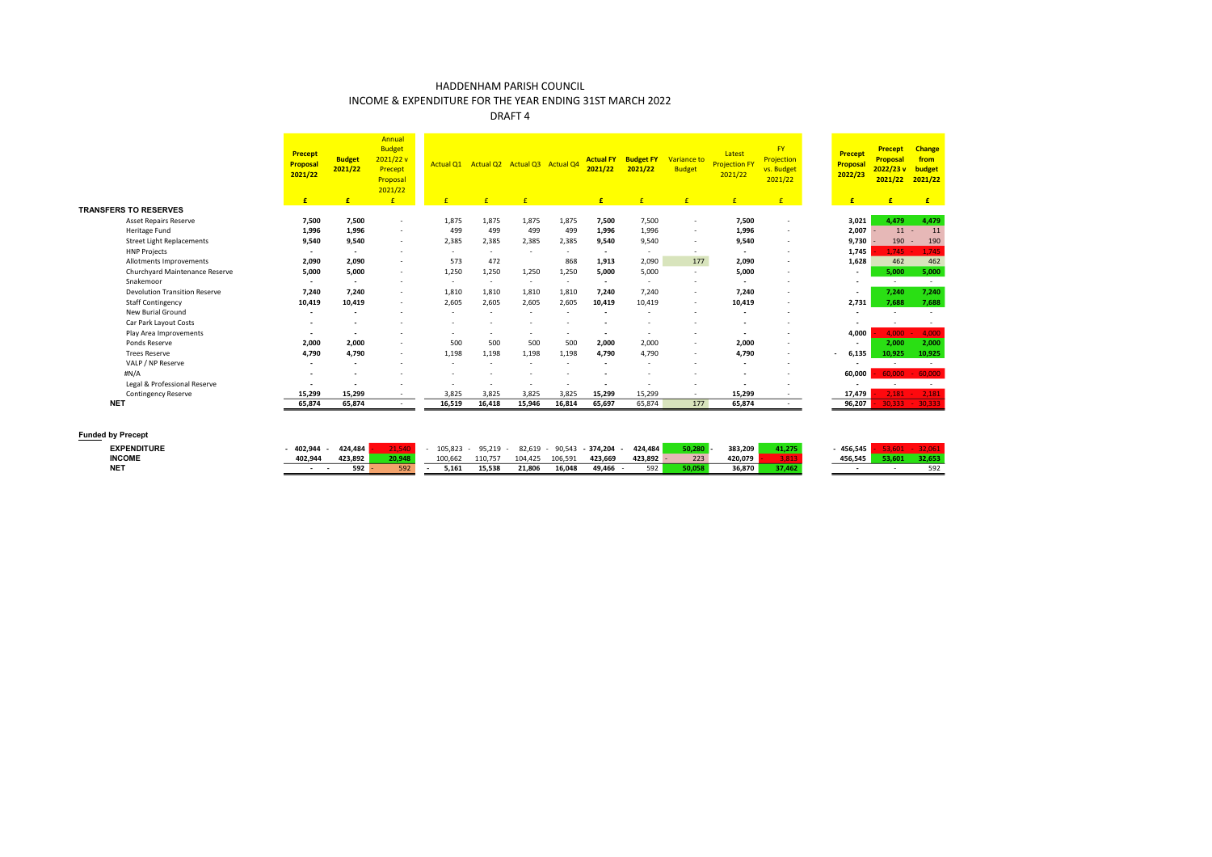# HADDENHAM PARISH COUNCIL

## INCOME & EXPENDITURE FOR THE YEAR ENDING 31ST MARCH 2022

### DRAFT 4

| | Precept Proposal 2021/22 | Budget 2021/22 | Annual Budget 2021/22 v Precept Proposal 2021/22 | Actual Q1 | Actual Q2 | Actual Q3 | Actual Q4 | Actual FY 2021/22 | Budget FY 2021/22 | Variance to Budget | Latest Projection FY 2021/22 | FY Projection vs. Budget 2021/22 | Precept Proposal 2022/23 | Precept Proposal 2022/23 v 2021/22 | Change from budget 2021/22 |
|---|---|---|---|---|---|---|---|---|---|---|---|---|---|---|---|
| | £ | £ | £ | £ | £ | £ | | £ | £ | £ | £ | £ | £ | £ | £ |
| **TRANSFERS TO RESERVES** | | | | | | | | | | | | | | | |
| Asset Repairs Reserve | 7,500 | 7,500 | - | 1,875 | 1,875 | 1,875 | 1,875 | 7,500 | 7,500 | - | 7,500 | - | 3,021 | 4,479 | 4,479 |
| Heritage Fund | 1,996 | 1,996 | - | 499 | 499 | 499 | 499 | 1,996 | 1,996 | - | 1,996 | - | 2,007 | -11 | -11 |
| Street Light Replacements | 9,540 | 9,540 | - | 2,385 | 2,385 | 2,385 | 2,385 | 9,540 | 9,540 | - | 9,540 | - | 9,730 | -190 | -190 |
| HNP Projects | - | - | - | - | - | - | - | - | - | - | - | - | 1,745 | -1,745 | -1,745 |
| Allotments Improvements | 2,090 | 2,090 | - | 573 | 472 | | 868 | 1,913 | 2,090 | 177 | 2,090 | - | 1,628 | 462 | 462 |
| Churchyard Maintenance Reserve | 5,000 | 5,000 | - | 1,250 | 1,250 | 1,250 | 1,250 | 5,000 | 5,000 | - | 5,000 | - | - | 5,000 | 5,000 |
| Snakemoor | - | - | - | - | - | - | - | - | - | - | - | - | - | - | - |
| Devolution Transition Reserve | 7,240 | 7,240 | - | 1,810 | 1,810 | 1,810 | 1,810 | 7,240 | 7,240 | - | 7,240 | - | - | 7,240 | 7,240 |
| Staff Contingency | 10,419 | 10,419 | - | 2,605 | 2,605 | 2,605 | 2,605 | 10,419 | 10,419 | - | 10,419 | - | 2,731 | 7,688 | 7,688 |
| New Burial Ground | - | - | - | - | - | - | - | - | - | - | - | - | - | - | - |
| Car Park Layout Costs | - | - | - | - | - | - | - | - | - | - | - | - | - | - | - |
| Play Area Improvements | - | - | - | - | - | - | - | - | - | - | - | - | 4,000 | -4,000 | -4,000 |
| Ponds Reserve | 2,000 | 2,000 | - | 500 | 500 | 500 | 500 | 2,000 | 2,000 | - | 2,000 | - | - | 2,000 | 2,000 |
| Trees Reserve | 4,790 | 4,790 | - | 1,198 | 1,198 | 1,198 | 1,198 | 4,790 | 4,790 | - | 4,790 | - | -6,135 | 10,925 | 10,925 |
| VALP / NP Reserve | - | - | - | - | - | - | - | - | - | - | - | - | - | - | - |
| #N/A | - | - | - | - | - | - | - | - | - | - | - | - | 60,000 | -60,000 | -60,000 |
| Legal & Professional Reserve | - | - | - | - | - | - | - | - | - | - | - | - | - | - | - |
| Contingency Reserve | 15,299 | 15,299 | - | 3,825 | 3,825 | 3,825 | 3,825 | 15,299 | 15,299 | - | 15,299 | - | 17,479 | -2,181 | -2,181 |
| **NET** | **65,874** | **65,874** | - | **16,519** | **16,418** | **15,946** | **16,814** | **65,697** | 65,874 | 177 | **65,874** | - | **96,207** | -30,333 | -30,333 |

**Funded by Precept**

| | Precept Proposal 2021/22 | Budget 2021/22 | Annual Budget 2021/22 v Precept Proposal 2021/22 | Actual Q1 | Actual Q2 | Actual Q3 | Actual Q4 | Actual FY 2021/22 | Budget FY 2021/22 | Variance to Budget | Latest Projection FY 2021/22 | FY Projection vs. Budget 2021/22 | Precept Proposal 2022/23 | Precept Proposal 2022/23 v 2021/22 | Change from budget 2021/22 |
|---|---|---|---|---|---|---|---|---|---|---|---|---|---|---|---|
| **EXPENDITURE** | -402,944 | -424,484 | 21,540 | -105,823 | -95,219 | -82,619 | -90,543 | -374,204 | -424,484 | 50,280 | -383,209 | 41,275 | -456,545 | -53,601 | -32,061 |
| **INCOME** | 402,944 | 423,892 | 20,948 | 100,662 | 110,757 | 104,425 | 106,591 | 423,669 | 423,892 | -223 | 420,079 | 3,813 | 456,545 | 53,601 | 32,653 |
| **NET** | - | -592 | -592 | -5,161 | 15,538 | 21,806 | 16,048 | 49,466 | -592 | 50,058 | 36,870 | 37,462 | - | - | 592 |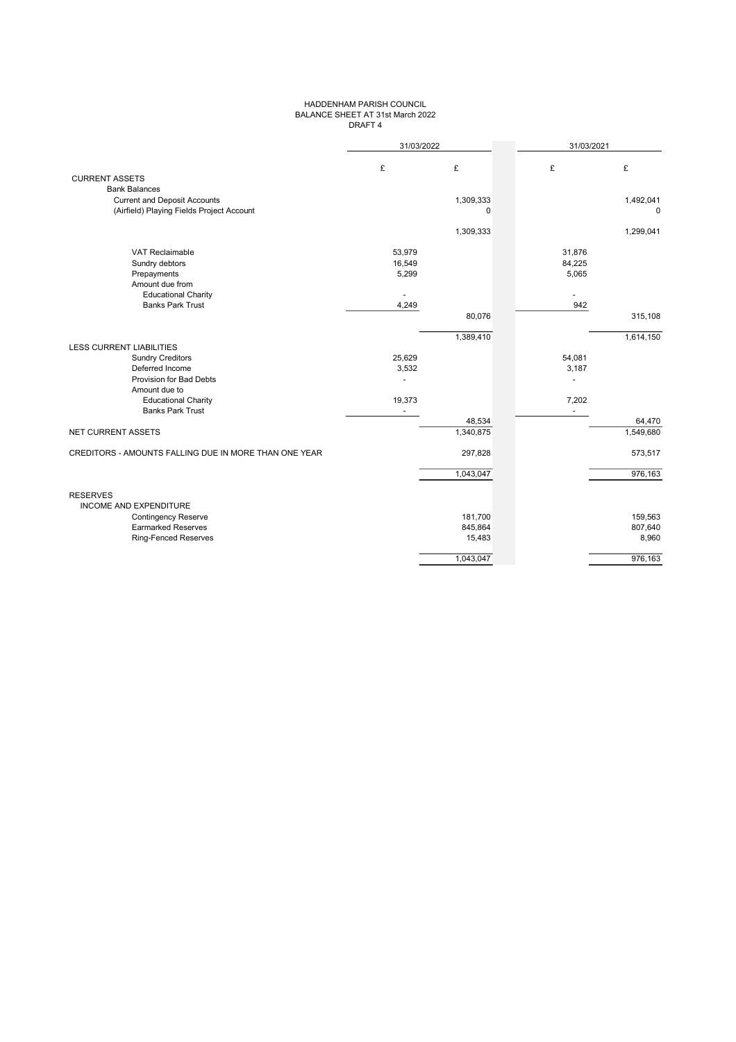HADDENHAM PARISH COUNCIL
BALANCE SHEET AT 31st March 2022
DRAFT 4

| | 31/03/2022 | | 31/03/2021 | |
|---|---|---|---|---|
| | £ | £ | £ | £ |
| CURRENT ASSETS | | | | |
| Bank Balances | | | | |
| Current and Deposit Accounts | | 1,309,333 | | 1,492,041 |
| (Airfield) Playing Fields Project Account | | 0 | | 0 |
| | | 1,309,333 | | 1,299,041 |
| VAT Reclaimable | 53,979 | | 31,876 | |
| Sundry debtors | 16,549 | | 84,225 | |
| Prepayments | 5,299 | | 5,065 | |
| Amount due from | | | | |
| Educational Charity | - | | - | |
| Banks Park Trust | 4,249 | | 942 | |
| | | 80,076 | | 315,108 |
| | | 1,389,410 | | 1,614,150 |
| LESS CURRENT LIABILITIES | | | | |
| Sundry Creditors | 25,629 | | 54,081 | |
| Deferred Income | 3,532 | | 3,187 | |
| Provision for Bad Debts | - | | - | |
| Amount due to | | | | |
| Educational Charity | 19,373 | | 7,202 | |
| Banks Park Trust | - | | - | |
| | | 48,534 | | 64,470 |
| NET CURRENT ASSETS | | 1,340,875 | | 1,549,680 |
| CREDITORS - AMOUNTS FALLING DUE IN MORE THAN ONE YEAR | | 297,828 | | 573,517 |
| | | 1,043,047 | | 976,163 |
| RESERVES | | | | |
| INCOME AND EXPENDITURE | | | | |
| Contingency Reserve | | 181,700 | | 159,563 |
| Earmarked Reserves | | 845,864 | | 807,640 |
| Ring-Fenced Reserves | | 15,483 | | 8,960 |
| | | 1,043,047 | | 976,163 |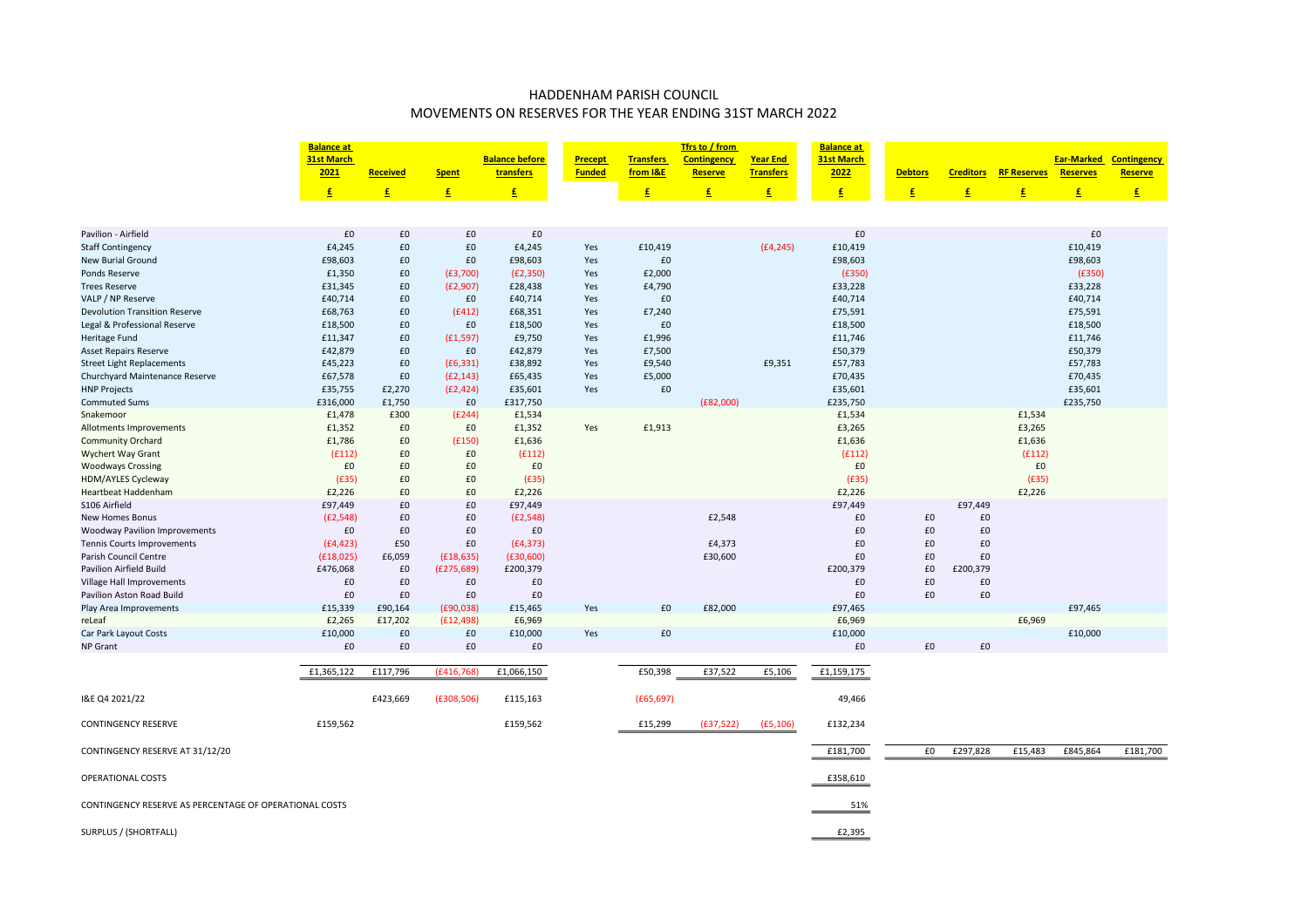# HADDENHAM PARISH COUNCIL

## MOVEMENTS ON RESERVES FOR THE YEAR ENDING 31ST MARCH 2022

| | Balance at 31st March 2021 £ | Received £ | Spent £ | Balance before transfers £ | Precept Funded | Transfers from I&E £ | Tfrs to / from Contingency Reserve £ | Year End Transfers £ | Balance at 31st March 2022 £ | Debtors £ | Creditors £ | RF Reserves £ | Ear-Marked Reserves £ | Contingency Reserve £ |
|---|---|---|---|---|---|---|---|---|---|---|---|---|---|---|
| Pavilion - Airfield | £0 | £0 | £0 | £0 | | | | | £0 | | | | £0 | |
| Staff Contingency | £4,245 | £0 | £0 | £4,245 | Yes | £10,419 | | (£4,245) | £10,419 | | | | £10,419 | |
| New Burial Ground | £98,603 | £0 | £0 | £98,603 | Yes | £0 | | | £98,603 | | | | £98,603 | |
| Ponds Reserve | £1,350 | £0 | (£3,700) | (£2,350) | Yes | £2,000 | | | (£350) | | | | (£350) | |
| Trees Reserve | £31,345 | £0 | (£2,907) | £28,438 | Yes | £4,790 | | | £33,228 | | | | £33,228 | |
| VALP / NP Reserve | £40,714 | £0 | £0 | £40,714 | Yes | £0 | | | £40,714 | | | | £40,714 | |
| Devolution Transition Reserve | £68,763 | £0 | (£412) | £68,351 | Yes | £7,240 | | | £75,591 | | | | £75,591 | |
| Legal & Professional Reserve | £18,500 | £0 | £0 | £18,500 | Yes | £0 | | | £18,500 | | | | £18,500 | |
| Heritage Fund | £11,347 | £0 | (£1,597) | £9,750 | Yes | £1,996 | | | £11,746 | | | | £11,746 | |
| Asset Repairs Reserve | £42,879 | £0 | £0 | £42,879 | Yes | £7,500 | | | £50,379 | | | | £50,379 | |
| Street Light Replacements | £45,223 | £0 | (£6,331) | £38,892 | Yes | £9,540 | | £9,351 | £57,783 | | | | £57,783 | |
| Churchyard Maintenance Reserve | £67,578 | £0 | (£2,143) | £65,435 | Yes | £5,000 | | | £70,435 | | | | £70,435 | |
| HNP Projects | £35,755 | £2,270 | (£2,424) | £35,601 | Yes | £0 | | | £35,601 | | | | £35,601 | |
| Commuted Sums | £316,000 | £1,750 | £0 | £317,750 | | | (£82,000) | | £235,750 | | | | £235,750 | |
| Snakemoor | £1,478 | £300 | (£244) | £1,534 | | | | | £1,534 | | | £1,534 | | |
| Allotments Improvements | £1,352 | £0 | £0 | £1,352 | Yes | £1,913 | | | £3,265 | | | £3,265 | | |
| Community Orchard | £1,786 | £0 | (£150) | £1,636 | | | | | £1,636 | | | £1,636 | | |
| Wychert Way Grant | (£112) | £0 | £0 | (£112) | | | | | (£112) | | | (£112) | | |
| Woodways Crossing | £0 | £0 | £0 | £0 | | | | | £0 | | | £0 | | |
| HDM/AYLES Cycleway | (£35) | £0 | £0 | (£35) | | | | | (£35) | | | (£35) | | |
| Heartbeat Haddenham | £2,226 | £0 | £0 | £2,226 | | | | | £2,226 | | | £2,226 | | |
| S106 Airfield | £97,449 | £0 | £0 | £97,449 | | | | | £97,449 | | £97,449 | | | |
| New Homes Bonus | (£2,548) | £0 | £0 | (£2,548) | | | £2,548 | | £0 | £0 | £0 | | | |
| Woodway Pavilion Improvements | £0 | £0 | £0 | £0 | | | | | £0 | £0 | £0 | | | |
| Tennis Courts Improvements | (£4,423) | £50 | £0 | (£4,373) | | | £4,373 | | £0 | £0 | £0 | | | |
| Parish Council Centre | (£18,025) | £6,059 | (£18,635) | (£30,600) | | | £30,600 | | £0 | £0 | £0 | | | |
| Pavilion Airfield Build | £476,068 | £0 | (£275,689) | £200,379 | | | | | £200,379 | £0 | £200,379 | | | |
| Village Hall Improvements | £0 | £0 | £0 | £0 | | | | | £0 | £0 | £0 | | | |
| Pavilion Aston Road Build | £0 | £0 | £0 | £0 | | | | | £0 | £0 | £0 | | | |
| Play Area Improvements | £15,339 | £90,164 | (£90,038) | £15,465 | Yes | £0 | £82,000 | | £97,465 | | | | £97,465 | |
| reLeaf | £2,265 | £17,202 | (£12,498) | £6,969 | | | | | £6,969 | | | £6,969 | | |
| Car Park Layout Costs | £10,000 | £0 | £0 | £10,000 | Yes | £0 | | | £10,000 | | | | £10,000 | |
| NP Grant | £0 | £0 | £0 | £0 | | | | | £0 | £0 | £0 | | | |
| | £1,365,122 | £117,796 | (£416,768) | £1,066,150 | | £50,398 | £37,522 | £5,106 | £1,159,175 | | | | | |
| I&E Q4 2021/22 | | £423,669 | (£308,506) | £115,163 | | (£65,697) | | | 49,466 | | | | | |
| CONTINGENCY RESERVE | £159,562 | | | £159,562 | | £15,299 | (£37,522) | (£5,106) | £132,234 | | | | | |
| CONTINGENCY RESERVE AT 31/12/20 | | | | | | | | | £181,700 | £0 | £297,828 | £15,483 | £845,864 | £181,700 |
| OPERATIONAL COSTS | | | | | | | | | £358,610 | | | | | |
| CONTINGENCY RESERVE AS PERCENTAGE OF OPERATIONAL COSTS | | | | | | | | | 51% | | | | | |
| SURPLUS / (SHORTFALL) | | | | | | | | | £2,395 | | | | | |